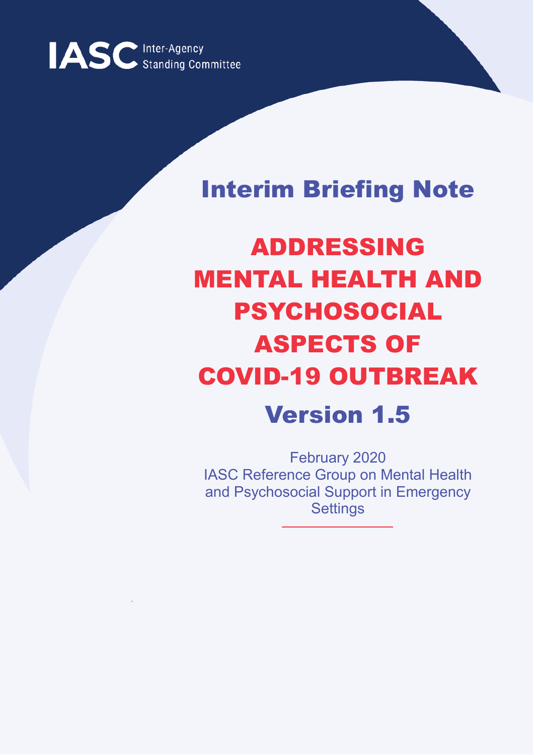IASC Inter-Agency Standing Committee

## Interim Briefing Note

# ADDRESSING MENTAL HEALTH AND PSYCHOSOCIAL ASPECTS OF COVID-19 OUTBREAK

## Version 1.5

February 2020
IASC Reference Group on Mental Health and Psychosocial Support in Emergency Settings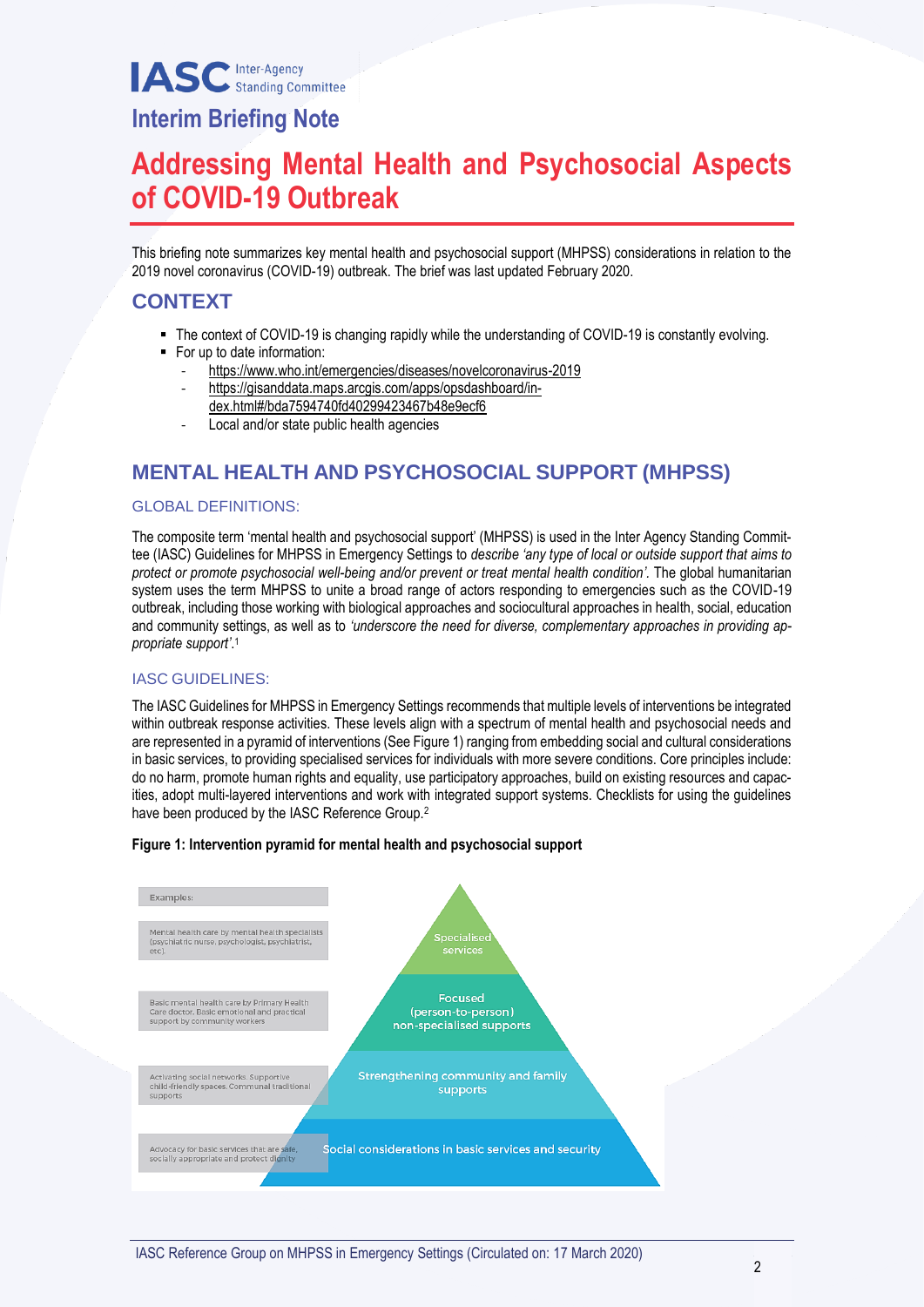# Interim Briefing Note

# Addressing Mental Health and Psychosocial Aspects of COVID-19 Outbreak

This briefing note summarizes key mental health and psychosocial support (MHPSS) considerations in relation to the 2019 novel coronavirus (COVID-19) outbreak. The brief was last updated February 2020.

## CONTEXT

- The context of COVID-19 is changing rapidly while the understanding of COVID-19 is constantly evolving.
- For up to date information:
  - https://www.who.int/emergencies/diseases/novelcoronavirus-2019
  - https://gisanddata.maps.arcgis.com/apps/opsdashboard/index.html#/bda7594740fd40299423467b48e9ecf6
  - Local and/or state public health agencies

## MENTAL HEALTH AND PSYCHOSOCIAL SUPPORT (MHPSS)

### GLOBAL DEFINITIONS:

The composite term 'mental health and psychosocial support' (MHPSS) is used in the Inter Agency Standing Committee (IASC) Guidelines for MHPSS in Emergency Settings to *describe 'any type of local or outside support that aims to protect or promote psychosocial well-being and/or prevent or treat mental health condition'.* The global humanitarian system uses the term MHPSS to unite a broad range of actors responding to emergencies such as the COVID-19 outbreak, including those working with biological approaches and sociocultural approaches in health, social, education and community settings, as well as to *'underscore the need for diverse, complementary approaches in providing appropriate support'.*[1]

### IASC GUIDELINES:

The IASC Guidelines for MHPSS in Emergency Settings recommends that multiple levels of interventions be integrated within outbreak response activities. These levels align with a spectrum of mental health and psychosocial needs and are represented in a pyramid of interventions (See Figure 1) ranging from embedding social and cultural considerations in basic services, to providing specialised services for individuals with more severe conditions. Core principles include: do no harm, promote human rights and equality, use participatory approaches, build on existing resources and capacities, adopt multi-layered interventions and work with integrated support systems. Checklists for using the guidelines have been produced by the IASC Reference Group.[2]

**Figure 1: Intervention pyramid for mental health and psychosocial support**

| Examples: | Intervention level |
|---|---|
| Mental health care by mental health specialists (psychiatric nurse, psychologist, psychiatrist, etc). | Specialised services |
| Basic mental health care by Primary Health Care doctor. Basic emotional and practical support by community workers | Focused (person-to-person) non-specialised supports |
| Activating social networks. Supportive child-friendly spaces. Communal traditional supports | Strengthening community and family supports |
| Advocacy for basic services that are safe, socially appropriate and protect dignity | Social considerations in basic services and security |

IASC Reference Group on MHPSS in Emergency Settings (Circulated on: 17 March 2020)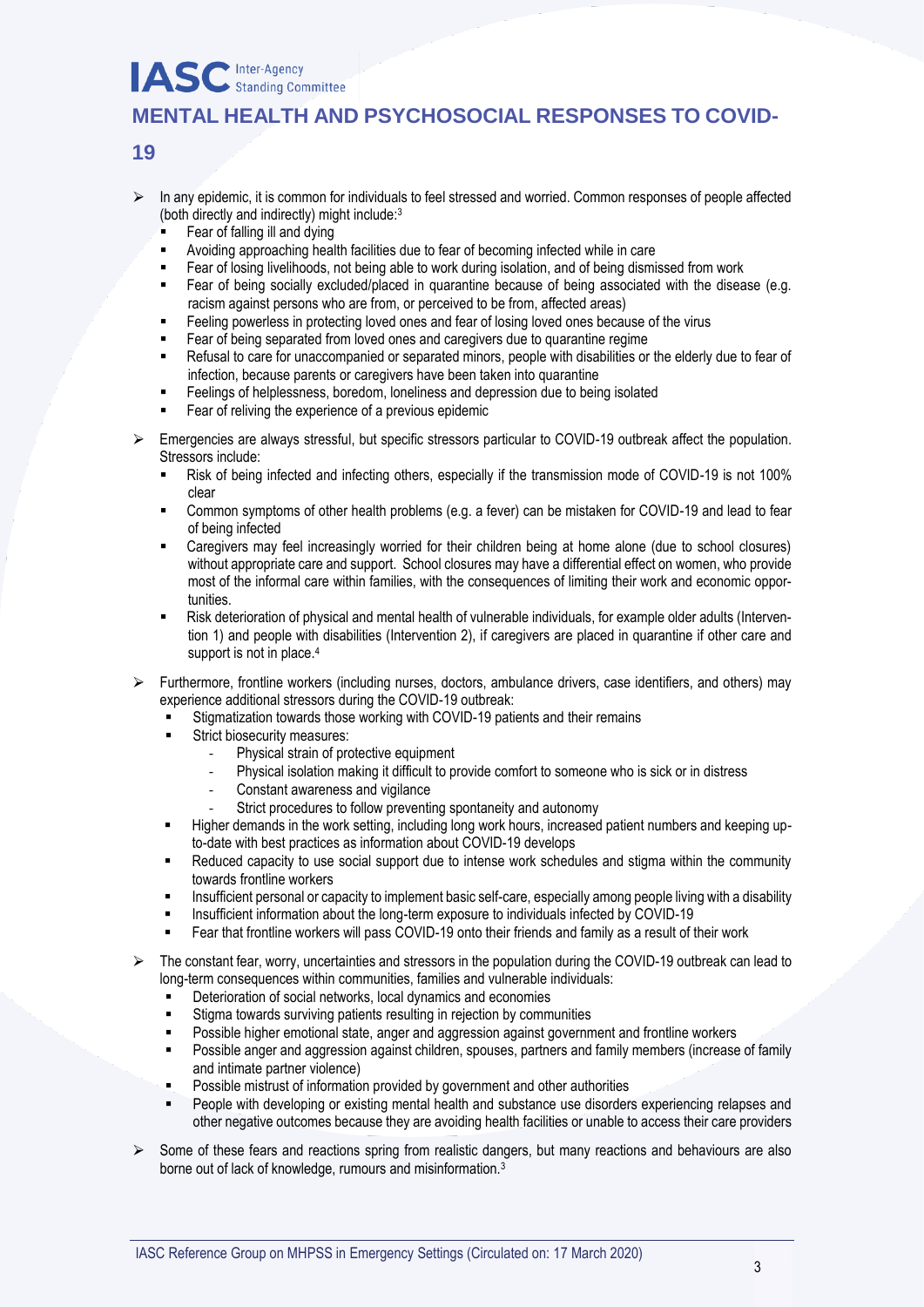# MENTAL HEALTH AND PSYCHOSOCIAL RESPONSES TO COVID-19

- In any epidemic, it is common for individuals to feel stressed and worried. Common responses of people affected (both directly and indirectly) might include:[3]
  - Fear of falling ill and dying
  - Avoiding approaching health facilities due to fear of becoming infected while in care
  - Fear of losing livelihoods, not being able to work during isolation, and of being dismissed from work
  - Fear of being socially excluded/placed in quarantine because of being associated with the disease (e.g. racism against persons who are from, or perceived to be from, affected areas)
  - Feeling powerless in protecting loved ones and fear of losing loved ones because of the virus
  - Fear of being separated from loved ones and caregivers due to quarantine regime
  - Refusal to care for unaccompanied or separated minors, people with disabilities or the elderly due to fear of infection, because parents or caregivers have been taken into quarantine
  - Feelings of helplessness, boredom, loneliness and depression due to being isolated
  - Fear of reliving the experience of a previous epidemic

- Emergencies are always stressful, but specific stressors particular to COVID-19 outbreak affect the population. Stressors include:
  - Risk of being infected and infecting others, especially if the transmission mode of COVID-19 is not 100% clear
  - Common symptoms of other health problems (e.g. a fever) can be mistaken for COVID-19 and lead to fear of being infected
  - Caregivers may feel increasingly worried for their children being at home alone (due to school closures) without appropriate care and support. School closures may have a differential effect on women, who provide most of the informal care within families, with the consequences of limiting their work and economic opportunities.
  - Risk deterioration of physical and mental health of vulnerable individuals, for example older adults (Intervention 1) and people with disabilities (Intervention 2), if caregivers are placed in quarantine if other care and support is not in place.[4]

- Furthermore, frontline workers (including nurses, doctors, ambulance drivers, case identifiers, and others) may experience additional stressors during the COVID-19 outbreak:
  - Stigmatization towards those working with COVID-19 patients and their remains
  - Strict biosecurity measures:
    - Physical strain of protective equipment
    - Physical isolation making it difficult to provide comfort to someone who is sick or in distress
    - Constant awareness and vigilance
    - Strict procedures to follow preventing spontaneity and autonomy
  - Higher demands in the work setting, including long work hours, increased patient numbers and keeping up-to-date with best practices as information about COVID-19 develops
  - Reduced capacity to use social support due to intense work schedules and stigma within the community towards frontline workers
  - Insufficient personal or capacity to implement basic self-care, especially among people living with a disability
  - Insufficient information about the long-term exposure to individuals infected by COVID-19
  - Fear that frontline workers will pass COVID-19 onto their friends and family as a result of their work

- The constant fear, worry, uncertainties and stressors in the population during the COVID-19 outbreak can lead to long-term consequences within communities, families and vulnerable individuals:
  - Deterioration of social networks, local dynamics and economies
  - Stigma towards surviving patients resulting in rejection by communities
  - Possible higher emotional state, anger and aggression against government and frontline workers
  - Possible anger and aggression against children, spouses, partners and family members (increase of family and intimate partner violence)
  - Possible mistrust of information provided by government and other authorities
  - People with developing or existing mental health and substance use disorders experiencing relapses and other negative outcomes because they are avoiding health facilities or unable to access their care providers

- Some of these fears and reactions spring from realistic dangers, but many reactions and behaviours are also borne out of lack of knowledge, rumours and misinformation.[3]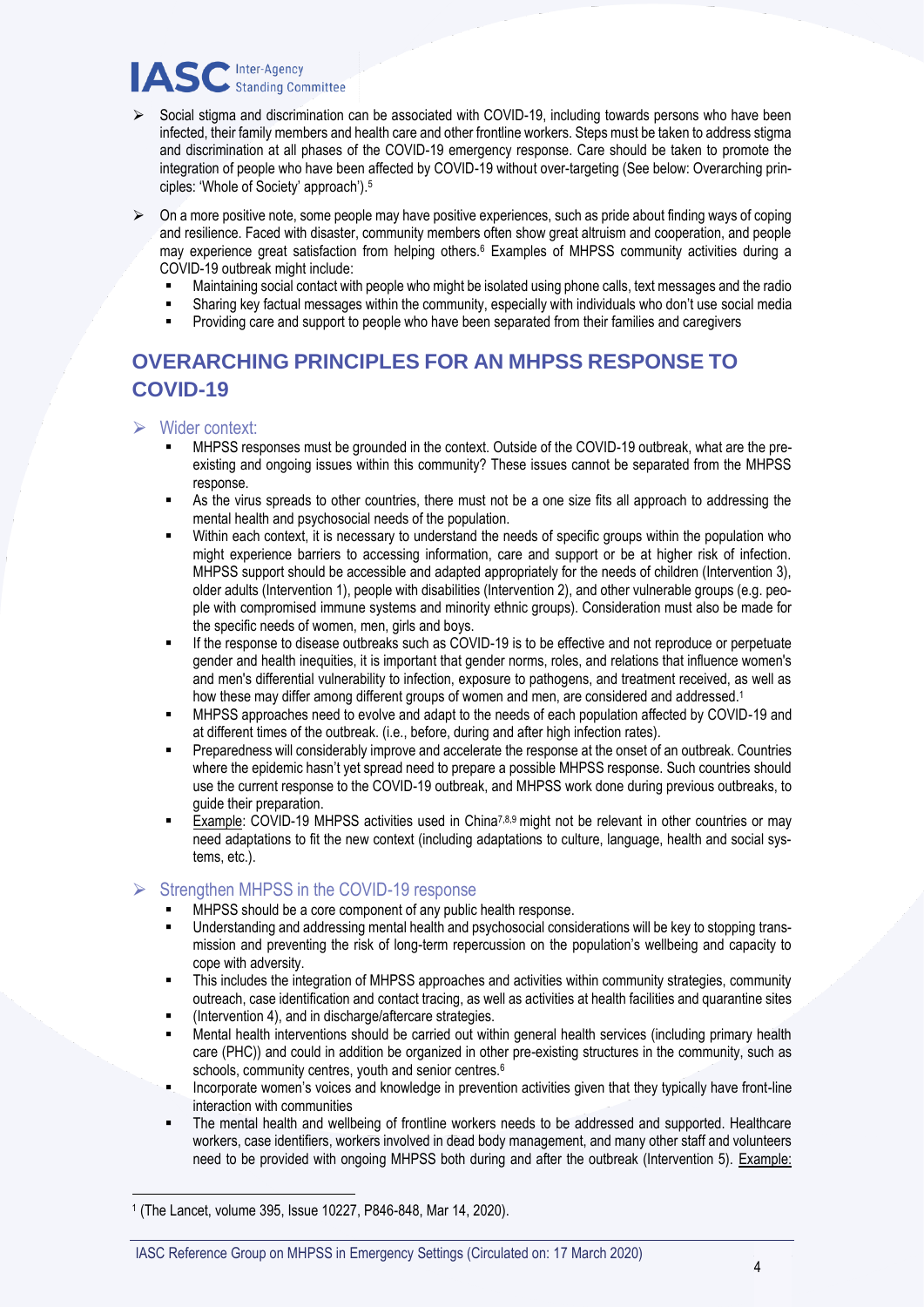- Social stigma and discrimination can be associated with COVID-19, including towards persons who have been infected, their family members and health care and other frontline workers. Steps must be taken to address stigma and discrimination at all phases of the COVID-19 emergency response. Care should be taken to promote the integration of people who have been affected by COVID-19 without over-targeting (See below: Overarching principles: 'Whole of Society' approach').[5]

- On a more positive note, some people may have positive experiences, such as pride about finding ways of coping and resilience. Faced with disaster, community members often show great altruism and cooperation, and people may experience great satisfaction from helping others.[6] Examples of MHPSS community activities during a COVID-19 outbreak might include:
  - Maintaining social contact with people who might be isolated using phone calls, text messages and the radio
  - Sharing key factual messages within the community, especially with individuals who don't use social media
  - Providing care and support to people who have been separated from their families and caregivers

## OVERARCHING PRINCIPLES FOR AN MHPSS RESPONSE TO COVID-19

- Wider context:
  - MHPSS responses must be grounded in the context. Outside of the COVID-19 outbreak, what are the pre-existing and ongoing issues within this community? These issues cannot be separated from the MHPSS response.
  - As the virus spreads to other countries, there must not be a one size fits all approach to addressing the mental health and psychosocial needs of the population.
  - Within each context, it is necessary to understand the needs of specific groups within the population who might experience barriers to accessing information, care and support or be at higher risk of infection. MHPSS support should be accessible and adapted appropriately for the needs of children (Intervention 3), older adults (Intervention 1), people with disabilities (Intervention 2), and other vulnerable groups (e.g. people with compromised immune systems and minority ethnic groups). Consideration must also be made for the specific needs of women, men, girls and boys.
  - If the response to disease outbreaks such as COVID-19 is to be effective and not reproduce or perpetuate gender and health inequities, it is important that gender norms, roles, and relations that influence women's and men's differential vulnerability to infection, exposure to pathogens, and treatment received, as well as how these may differ among different groups of women and men, are considered and addressed.[1]
  - MHPSS approaches need to evolve and adapt to the needs of each population affected by COVID-19 and at different times of the outbreak. (i.e., before, during and after high infection rates).
  - Preparedness will considerably improve and accelerate the response at the onset of an outbreak. Countries where the epidemic hasn't yet spread need to prepare a possible MHPSS response. Such countries should use the current response to the COVID-19 outbreak, and MHPSS work done during previous outbreaks, to guide their preparation.
  - Example: COVID-19 MHPSS activities used in China[7,8,9] might not be relevant in other countries or may need adaptations to fit the new context (including adaptations to culture, language, health and social systems, etc.).

- Strengthen MHPSS in the COVID-19 response
  - MHPSS should be a core component of any public health response.
  - Understanding and addressing mental health and psychosocial considerations will be key to stopping transmission and preventing the risk of long-term repercussion on the population's wellbeing and capacity to cope with adversity.
  - This includes the integration of MHPSS approaches and activities within community strategies, community outreach, case identification and contact tracing, as well as activities at health facilities and quarantine sites
  - (Intervention 4), and in discharge/aftercare strategies.
  - Mental health interventions should be carried out within general health services (including primary health care (PHC)) and could in addition be organized in other pre-existing structures in the community, such as schools, community centres, youth and senior centres.[6]
  - Incorporate women's voices and knowledge in prevention activities given that they typically have front-line interaction with communities
  - The mental health and wellbeing of frontline workers needs to be addressed and supported. Healthcare workers, case identifiers, workers involved in dead body management, and many other staff and volunteers need to be provided with ongoing MHPSS both during and after the outbreak (Intervention 5). Example:

---

[1] (The Lancet, volume 395, Issue 10227, P846-848, Mar 14, 2020).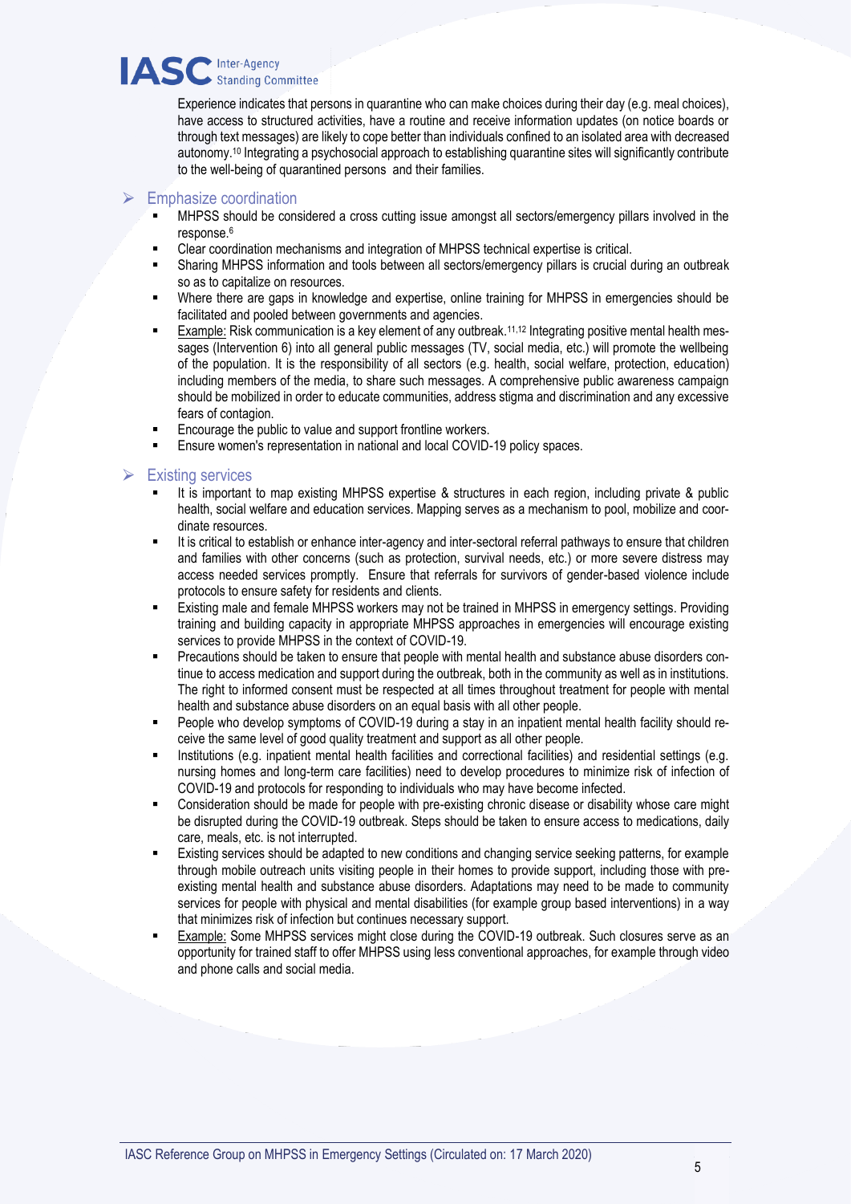Experience indicates that persons in quarantine who can make choices during their day (e.g. meal choices), have access to structured activities, have a routine and receive information updates (on notice boards or through text messages) are likely to cope better than individuals confined to an isolated area with decreased autonomy.[10] Integrating a psychosocial approach to establishing quarantine sites will significantly contribute to the well-being of quarantined persons and their families.

## Emphasize coordination

- MHPSS should be considered a cross cutting issue amongst all sectors/emergency pillars involved in the response.[6]
- Clear coordination mechanisms and integration of MHPSS technical expertise is critical.
- Sharing MHPSS information and tools between all sectors/emergency pillars is crucial during an outbreak so as to capitalize on resources.
- Where there are gaps in knowledge and expertise, online training for MHPSS in emergencies should be facilitated and pooled between governments and agencies.
- Example: Risk communication is a key element of any outbreak.[11,12] Integrating positive mental health messages (Intervention 6) into all general public messages (TV, social media, etc.) will promote the wellbeing of the population. It is the responsibility of all sectors (e.g. health, social welfare, protection, education) including members of the media, to share such messages. A comprehensive public awareness campaign should be mobilized in order to educate communities, address stigma and discrimination and any excessive fears of contagion.
- Encourage the public to value and support frontline workers.
- Ensure women's representation in national and local COVID-19 policy spaces.

## Existing services

- It is important to map existing MHPSS expertise & structures in each region, including private & public health, social welfare and education services. Mapping serves as a mechanism to pool, mobilize and coordinate resources.
- It is critical to establish or enhance inter-agency and inter-sectoral referral pathways to ensure that children and families with other concerns (such as protection, survival needs, etc.) or more severe distress may access needed services promptly. Ensure that referrals for survivors of gender-based violence include protocols to ensure safety for residents and clients.
- Existing male and female MHPSS workers may not be trained in MHPSS in emergency settings. Providing training and building capacity in appropriate MHPSS approaches in emergencies will encourage existing services to provide MHPSS in the context of COVID-19.
- Precautions should be taken to ensure that people with mental health and substance abuse disorders continue to access medication and support during the outbreak, both in the community as well as in institutions. The right to informed consent must be respected at all times throughout treatment for people with mental health and substance abuse disorders on an equal basis with all other people.
- People who develop symptoms of COVID-19 during a stay in an inpatient mental health facility should receive the same level of good quality treatment and support as all other people.
- Institutions (e.g. inpatient mental health facilities and correctional facilities) and residential settings (e.g. nursing homes and long-term care facilities) need to develop procedures to minimize risk of infection of COVID-19 and protocols for responding to individuals who may have become infected.
- Consideration should be made for people with pre-existing chronic disease or disability whose care might be disrupted during the COVID-19 outbreak. Steps should be taken to ensure access to medications, daily care, meals, etc. is not interrupted.
- Existing services should be adapted to new conditions and changing service seeking patterns, for example through mobile outreach units visiting people in their homes to provide support, including those with pre-existing mental health and substance abuse disorders. Adaptations may need to be made to community services for people with physical and mental disabilities (for example group based interventions) in a way that minimizes risk of infection but continues necessary support.
- Example: Some MHPSS services might close during the COVID-19 outbreak. Such closures serve as an opportunity for trained staff to offer MHPSS using less conventional approaches, for example through video and phone calls and social media.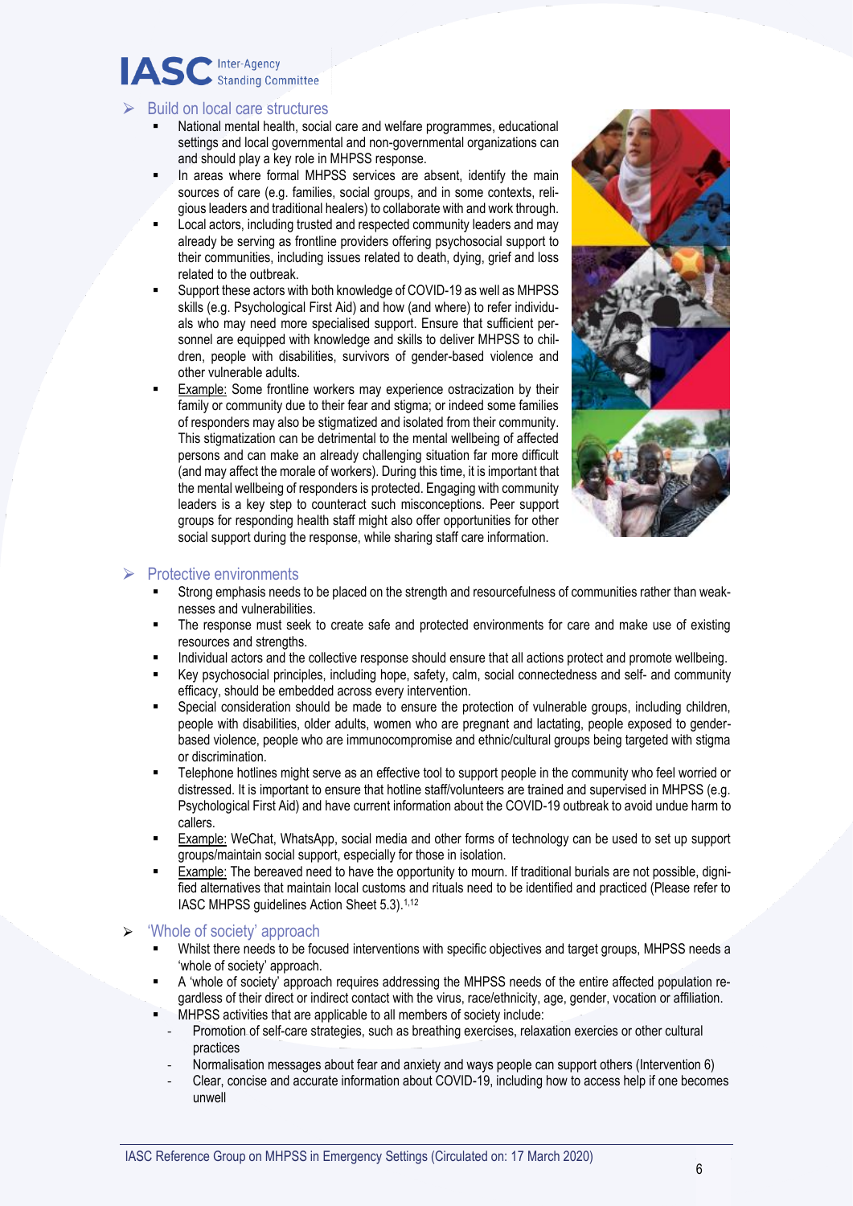## Build on local care structures

- National mental health, social care and welfare programmes, educational settings and local governmental and non-governmental organizations can and should play a key role in MHPSS response.
- In areas where formal MHPSS services are absent, identify the main sources of care (e.g. families, social groups, and in some contexts, religious leaders and traditional healers) to collaborate with and work through.
- Local actors, including trusted and respected community leaders and may already be serving as frontline providers offering psychosocial support to their communities, including issues related to death, dying, grief and loss related to the outbreak.
- Support these actors with both knowledge of COVID-19 as well as MHPSS skills (e.g. Psychological First Aid) and how (and where) to refer individuals who may need more specialised support. Ensure that sufficient personnel are equipped with knowledge and skills to deliver MHPSS to children, people with disabilities, survivors of gender-based violence and other vulnerable adults.
- Example: Some frontline workers may experience ostracization by their family or community due to their fear and stigma; or indeed some families of responders may also be stigmatized and isolated from their community. This stigmatization can be detrimental to the mental wellbeing of affected persons and can make an already challenging situation far more difficult (and may affect the morale of workers). During this time, it is important that the mental wellbeing of responders is protected. Engaging with community leaders is a key step to counteract such misconceptions. Peer support groups for responding health staff might also offer opportunities for other social support during the response, while sharing staff care information.

## Protective environments

- Strong emphasis needs to be placed on the strength and resourcefulness of communities rather than weaknesses and vulnerabilities.
- The response must seek to create safe and protected environments for care and make use of existing resources and strengths.
- Individual actors and the collective response should ensure that all actions protect and promote wellbeing.
- Key psychosocial principles, including hope, safety, calm, social connectedness and self- and community efficacy, should be embedded across every intervention.
- Special consideration should be made to ensure the protection of vulnerable groups, including children, people with disabilities, older adults, women who are pregnant and lactating, people exposed to gender-based violence, people who are immunocompromise and ethnic/cultural groups being targeted with stigma or discrimination.
- Telephone hotlines might serve as an effective tool to support people in the community who feel worried or distressed. It is important to ensure that hotline staff/volunteers are trained and supervised in MHPSS (e.g. Psychological First Aid) and have current information about the COVID-19 outbreak to avoid undue harm to callers.
- Example: WeChat, WhatsApp, social media and other forms of technology can be used to set up support groups/maintain social support, especially for those in isolation.
- Example: The bereaved need to have the opportunity to mourn. If traditional burials are not possible, dignified alternatives that maintain local customs and rituals need to be identified and practiced (Please refer to IASC MHPSS guidelines Action Sheet 5.3).[1,12]

## 'Whole of society' approach

- Whilst there needs to be focused interventions with specific objectives and target groups, MHPSS needs a 'whole of society' approach.
- A 'whole of society' approach requires addressing the MHPSS needs of the entire affected population regardless of their direct or indirect contact with the virus, race/ethnicity, age, gender, vocation or affiliation.
- MHPSS activities that are applicable to all members of society include:
  - Promotion of self-care strategies, such as breathing exercises, relaxation exercises or other cultural practices
  - Normalisation messages about fear and anxiety and ways people can support others (Intervention 6)
  - Clear, concise and accurate information about COVID-19, including how to access help if one becomes unwell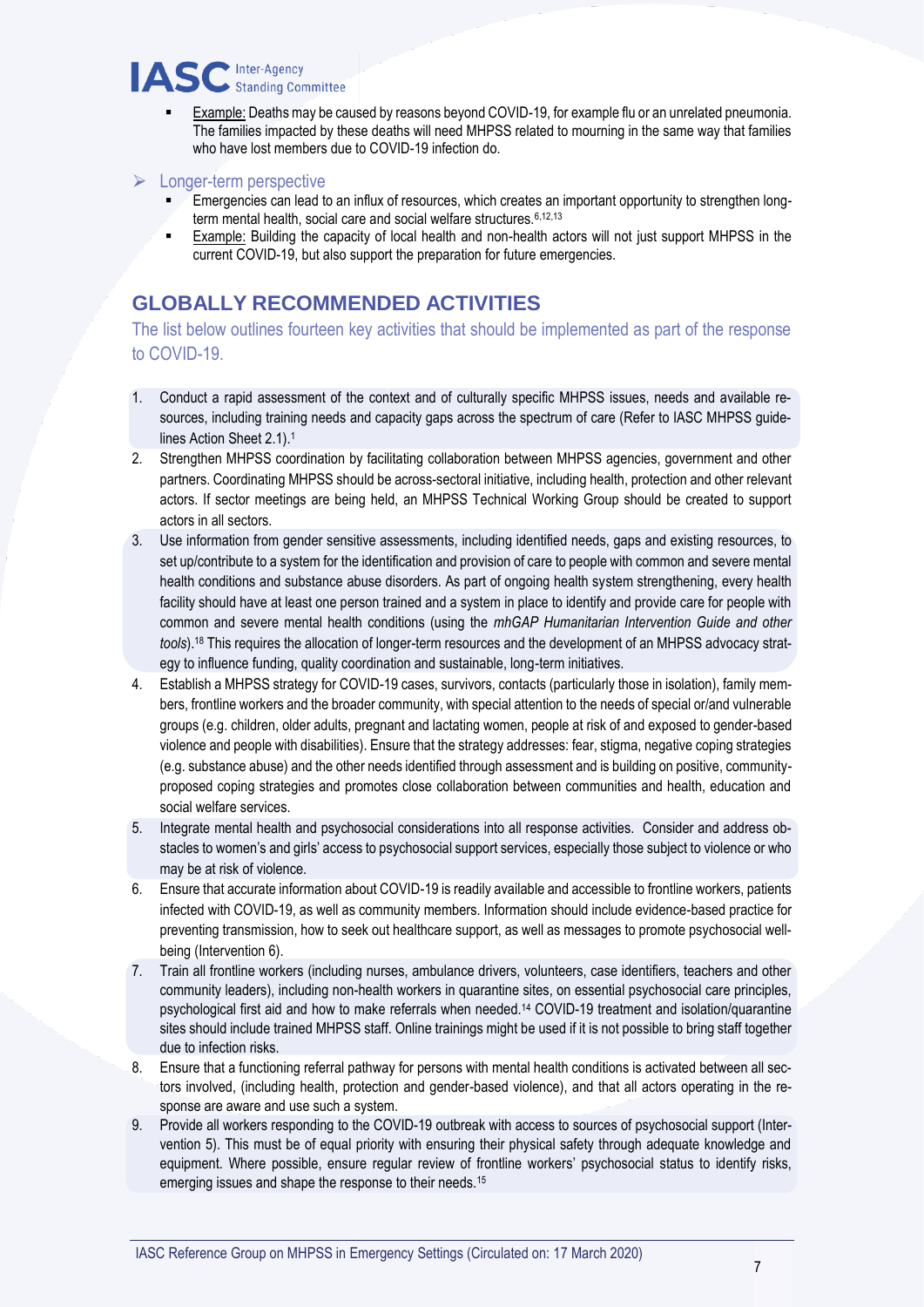- Example: Deaths may be caused by reasons beyond COVID-19, for example flu or an unrelated pneumonia. The families impacted by these deaths will need MHPSS related to mourning in the same way that families who have lost members due to COVID-19 infection do.

- Longer-term perspective
  - Emergencies can lead to an influx of resources, which creates an important opportunity to strengthen long-term mental health, social care and social welfare structures.[6,12,13]
  - Example: Building the capacity of local health and non-health actors will not just support MHPSS in the current COVID-19, but also support the preparation for future emergencies.

## GLOBALLY RECOMMENDED ACTIVITIES

The list below outlines fourteen key activities that should be implemented as part of the response to COVID-19.

1. Conduct a rapid assessment of the context and of culturally specific MHPSS issues, needs and available resources, including training needs and capacity gaps across the spectrum of care (Refer to IASC MHPSS guidelines Action Sheet 2.1).[1]
2. Strengthen MHPSS coordination by facilitating collaboration between MHPSS agencies, government and other partners. Coordinating MHPSS should be across-sectoral initiative, including health, protection and other relevant actors. If sector meetings are being held, an MHPSS Technical Working Group should be created to support actors in all sectors.
3. Use information from gender sensitive assessments, including identified needs, gaps and existing resources, to set up/contribute to a system for the identification and provision of care to people with common and severe mental health conditions and substance abuse disorders. As part of ongoing health system strengthening, every health facility should have at least one person trained and a system in place to identify and provide care for people with common and severe mental health conditions (using the *mhGAP Humanitarian Intervention Guide and other tools*).[18] This requires the allocation of longer-term resources and the development of an MHPSS advocacy strategy to influence funding, quality coordination and sustainable, long-term initiatives.
4. Establish a MHPSS strategy for COVID-19 cases, survivors, contacts (particularly those in isolation), family members, frontline workers and the broader community, with special attention to the needs of special or/and vulnerable groups (e.g. children, older adults, pregnant and lactating women, people at risk of and exposed to gender-based violence and people with disabilities). Ensure that the strategy addresses: fear, stigma, negative coping strategies (e.g. substance abuse) and the other needs identified through assessment and is building on positive, community-proposed coping strategies and promotes close collaboration between communities and health, education and social welfare services.
5. Integrate mental health and psychosocial considerations into all response activities. Consider and address obstacles to women's and girls' access to psychosocial support services, especially those subject to violence or who may be at risk of violence.
6. Ensure that accurate information about COVID-19 is readily available and accessible to frontline workers, patients infected with COVID-19, as well as community members. Information should include evidence-based practice for preventing transmission, how to seek out healthcare support, as well as messages to promote psychosocial wellbeing (Intervention 6).
7. Train all frontline workers (including nurses, ambulance drivers, volunteers, case identifiers, teachers and other community leaders), including non-health workers in quarantine sites, on essential psychosocial care principles, psychological first aid and how to make referrals when needed.[14] COVID-19 treatment and isolation/quarantine sites should include trained MHPSS staff. Online trainings might be used if it is not possible to bring staff together due to infection risks.
8. Ensure that a functioning referral pathway for persons with mental health conditions is activated between all sectors involved, (including health, protection and gender-based violence), and that all actors operating in the response are aware and use such a system.
9. Provide all workers responding to the COVID-19 outbreak with access to sources of psychosocial support (Intervention 5). This must be of equal priority with ensuring their physical safety through adequate knowledge and equipment. Where possible, ensure regular review of frontline workers' psychosocial status to identify risks, emerging issues and shape the response to their needs.[15]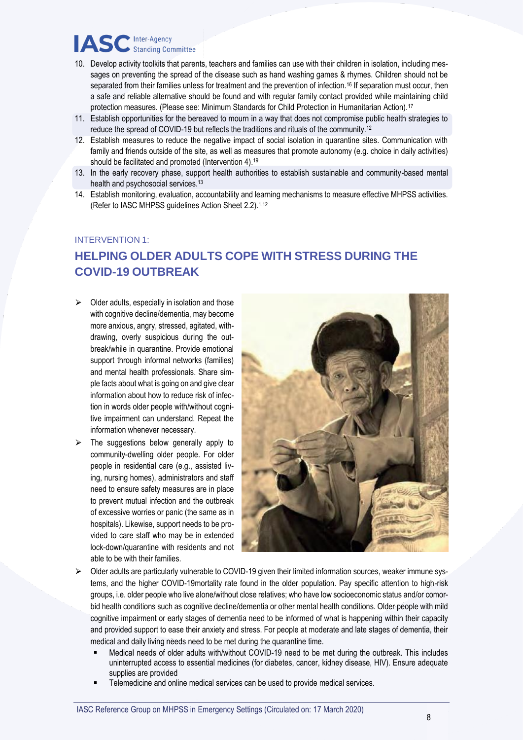10. Develop activity toolkits that parents, teachers and families can use with their children in isolation, including messages on preventing the spread of the disease such as hand washing games & rhymes. Children should not be separated from their families unless for treatment and the prevention of infection.[16] If separation must occur, then a safe and reliable alternative should be found and with regular family contact provided while maintaining child protection measures. (Please see: Minimum Standards for Child Protection in Humanitarian Action).[17]
11. Establish opportunities for the bereaved to mourn in a way that does not compromise public health strategies to reduce the spread of COVID-19 but reflects the traditions and rituals of the community.[12]
12. Establish measures to reduce the negative impact of social isolation in quarantine sites. Communication with family and friends outside of the site, as well as measures that promote autonomy (e.g. choice in daily activities) should be facilitated and promoted (Intervention 4).[19]
13. In the early recovery phase, support health authorities to establish sustainable and community-based mental health and psychosocial services.[13]
14. Establish monitoring, evaluation, accountability and learning mechanisms to measure effective MHPSS activities. (Refer to IASC MHPSS guidelines Action Sheet 2.2).[1,12]

INTERVENTION 1:

## HELPING OLDER ADULTS COPE WITH STRESS DURING THE COVID-19 OUTBREAK

- Older adults, especially in isolation and those with cognitive decline/dementia, may become more anxious, angry, stressed, agitated, withdrawing, overly suspicious during the outbreak/while in quarantine. Provide emotional support through informal networks (families) and mental health professionals. Share simple facts about what is going on and give clear information about how to reduce risk of infection in words older people with/without cognitive impairment can understand. Repeat the information whenever necessary.
- The suggestions below generally apply to community-dwelling older people. For older people in residential care (e.g., assisted living, nursing homes), administrators and staff need to ensure safety measures are in place to prevent mutual infection and the outbreak of excessive worries or panic (the same as in hospitals). Likewise, support needs to be provided to care staff who may be in extended lock-down/quarantine with residents and not able to be with their families.
- Older adults are particularly vulnerable to COVID-19 given their limited information sources, weaker immune systems, and the higher COVID-19mortality rate found in the older population. Pay specific attention to high-risk groups, i.e. older people who live alone/without close relatives; who have low socioeconomic status and/or comorbid health conditions such as cognitive decline/dementia or other mental health conditions. Older people with mild cognitive impairment or early stages of dementia need to be informed of what is happening within their capacity and provided support to ease their anxiety and stress. For people at moderate and late stages of dementia, their medical and daily living needs need to be met during the quarantine time.
  - Medical needs of older adults with/without COVID-19 need to be met during the outbreak. This includes uninterrupted access to essential medicines (for diabetes, cancer, kidney disease, HIV). Ensure adequate supplies are provided
  - Telemedicine and online medical services can be used to provide medical services.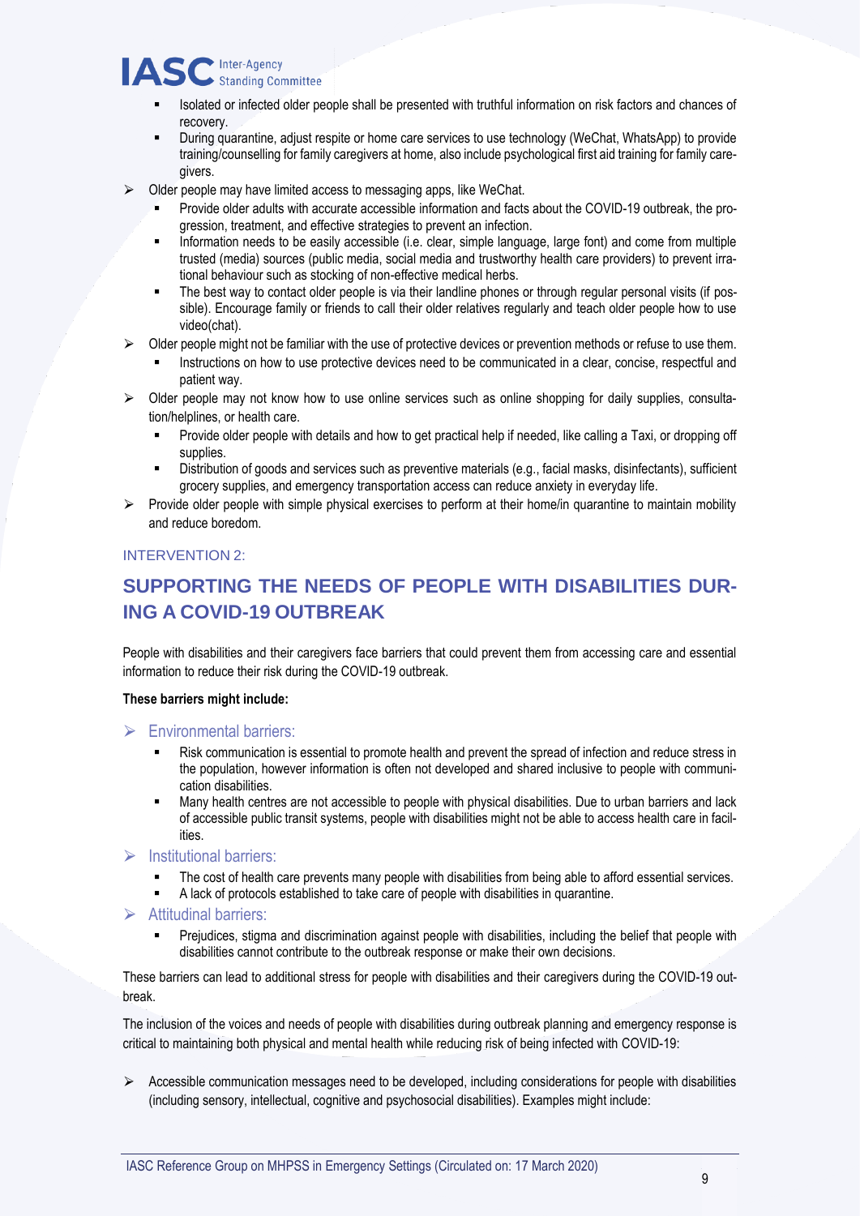- Isolated or infected older people shall be presented with truthful information on risk factors and chances of recovery.
- During quarantine, adjust respite or home care services to use technology (WeChat, WhatsApp) to provide training/counselling for family caregivers at home, also include psychological first aid training for family caregivers.

- Older people may have limited access to messaging apps, like WeChat.
  - Provide older adults with accurate accessible information and facts about the COVID-19 outbreak, the progression, treatment, and effective strategies to prevent an infection.
  - Information needs to be easily accessible (i.e. clear, simple language, large font) and come from multiple trusted (media) sources (public media, social media and trustworthy health care providers) to prevent irrational behaviour such as stocking of non-effective medical herbs.
  - The best way to contact older people is via their landline phones or through regular personal visits (if possible). Encourage family or friends to call their older relatives regularly and teach older people how to use video(chat).
- Older people might not be familiar with the use of protective devices or prevention methods or refuse to use them.
  - Instructions on how to use protective devices need to be communicated in a clear, concise, respectful and patient way.
- Older people may not know how to use online services such as online shopping for daily supplies, consultation/helplines, or health care.
  - Provide older people with details and how to get practical help if needed, like calling a Taxi, or dropping off supplies.
  - Distribution of goods and services such as preventive materials (e.g., facial masks, disinfectants), sufficient grocery supplies, and emergency transportation access can reduce anxiety in everyday life.
- Provide older people with simple physical exercises to perform at their home/in quarantine to maintain mobility and reduce boredom.

### INTERVENTION 2:

## SUPPORTING THE NEEDS OF PEOPLE WITH DISABILITIES DURING A COVID-19 OUTBREAK

People with disabilities and their caregivers face barriers that could prevent them from accessing care and essential information to reduce their risk during the COVID-19 outbreak.

**These barriers might include:**

- Environmental barriers:
  - Risk communication is essential to promote health and prevent the spread of infection and reduce stress in the population, however information is often not developed and shared inclusive to people with communication disabilities.
  - Many health centres are not accessible to people with physical disabilities. Due to urban barriers and lack of accessible public transit systems, people with disabilities might not be able to access health care in facilities.
- Institutional barriers:
  - The cost of health care prevents many people with disabilities from being able to afford essential services.
  - A lack of protocols established to take care of people with disabilities in quarantine.
- Attitudinal barriers:
  - Prejudices, stigma and discrimination against people with disabilities, including the belief that people with disabilities cannot contribute to the outbreak response or make their own decisions.

These barriers can lead to additional stress for people with disabilities and their caregivers during the COVID-19 outbreak.

The inclusion of the voices and needs of people with disabilities during outbreak planning and emergency response is critical to maintaining both physical and mental health while reducing risk of being infected with COVID-19:

- Accessible communication messages need to be developed, including considerations for people with disabilities (including sensory, intellectual, cognitive and psychosocial disabilities). Examples might include: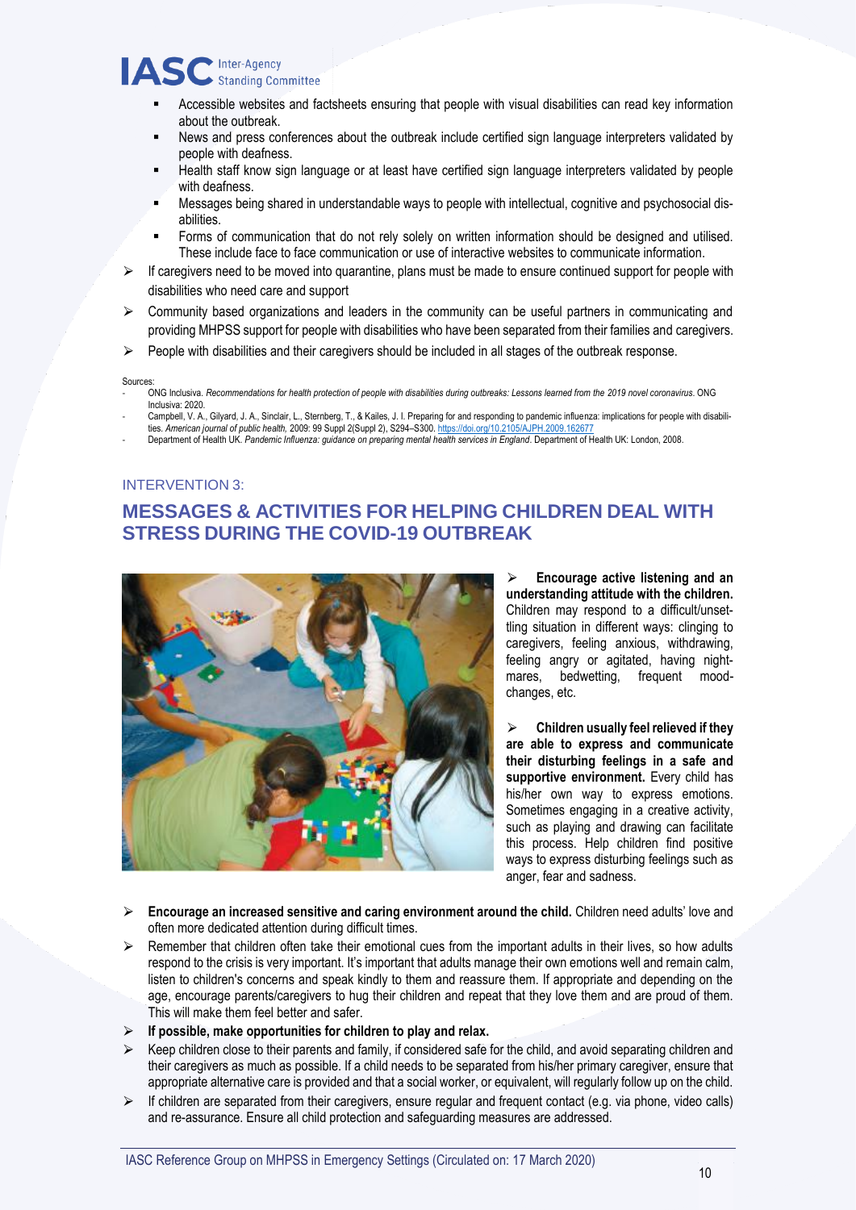- Accessible websites and factsheets ensuring that people with visual disabilities can read key information about the outbreak.
- News and press conferences about the outbreak include certified sign language interpreters validated by people with deafness.
- Health staff know sign language or at least have certified sign language interpreters validated by people with deafness.
- Messages being shared in understandable ways to people with intellectual, cognitive and psychosocial disabilities.
- Forms of communication that do not rely solely on written information should be designed and utilised. These include face to face communication or use of interactive websites to communicate information.

➢ If caregivers need to be moved into quarantine, plans must be made to ensure continued support for people with disabilities who need care and support

➢ Community based organizations and leaders in the community can be useful partners in communicating and providing MHPSS support for people with disabilities who have been separated from their families and caregivers.

➢ People with disabilities and their caregivers should be included in all stages of the outbreak response.

Sources:

- ONG Inclusiva. *Recommendations for health protection of people with disabilities during outbreaks: Lessons learned from the 2019 novel coronavirus*. ONG Inclusiva: 2020.
- Campbell, V. A., Gilyard, J. A., Sinclair, L., Sternberg, T., & Kailes, J. I. Preparing for and responding to pandemic influenza: implications for people with disabilities. *American journal of public health,* 2009: 99 Suppl 2(Suppl 2), S294–S300. https://doi.org/10.2105/AJPH.2009.162677
- Department of Health UK. *Pandemic Influenza: guidance on preparing mental health services in England*. Department of Health UK: London, 2008.

INTERVENTION 3:

## MESSAGES & ACTIVITIES FOR HELPING CHILDREN DEAL WITH STRESS DURING THE COVID-19 OUTBREAK

➢ **Encourage active listening and an understanding attitude with the children.** Children may respond to a difficult/unsettling situation in different ways: clinging to caregivers, feeling anxious, withdrawing, feeling angry or agitated, having nightmares, bedwetting, frequent mood-changes, etc.

➢ **Children usually feel relieved if they are able to express and communicate their disturbing feelings in a safe and supportive environment.** Every child has his/her own way to express emotions. Sometimes engaging in a creative activity, such as playing and drawing can facilitate this process. Help children find positive ways to express disturbing feelings such as anger, fear and sadness.

➢ **Encourage an increased sensitive and caring environment around the child.** Children need adults' love and often more dedicated attention during difficult times.

➢ Remember that children often take their emotional cues from the important adults in their lives, so how adults respond to the crisis is very important. It's important that adults manage their own emotions well and remain calm, listen to children's concerns and speak kindly to them and reassure them. If appropriate and depending on the age, encourage parents/caregivers to hug their children and repeat that they love them and are proud of them. This will make them feel better and safer.

➢ **If possible, make opportunities for children to play and relax.**

➢ Keep children close to their parents and family, if considered safe for the child, and avoid separating children and their caregivers as much as possible. If a child needs to be separated from his/her primary caregiver, ensure that appropriate alternative care is provided and that a social worker, or equivalent, will regularly follow up on the child.

➢ If children are separated from their caregivers, ensure regular and frequent contact (e.g. via phone, video calls) and re-assurance. Ensure all child protection and safeguarding measures are addressed.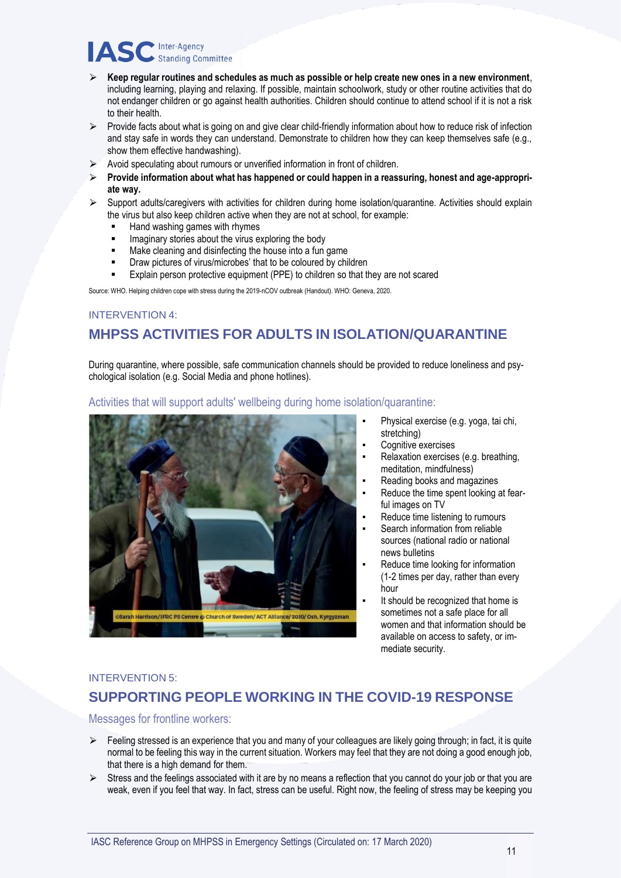- **Keep regular routines and schedules as much as possible or help create new ones in a new environment**, including learning, playing and relaxing. If possible, maintain schoolwork, study or other routine activities that do not endanger children or go against health authorities. Children should continue to attend school if it is not a risk to their health.
- Provide facts about what is going on and give clear child-friendly information about how to reduce risk of infection and stay safe in words they can understand. Demonstrate to children how they can keep themselves safe (e.g., show them effective handwashing).
- Avoid speculating about rumours or unverified information in front of children.
- **Provide information about what has happened or could happen in a reassuring, honest and age-appropriate way.**
- Support adults/caregivers with activities for children during home isolation/quarantine. Activities should explain the virus but also keep children active when they are not at school, for example:
  - Hand washing games with rhymes
  - Imaginary stories about the virus exploring the body
  - Make cleaning and disinfecting the house into a fun game
  - Draw pictures of virus/microbes' that to be coloured by children
  - Explain person protective equipment (PPE) to children so that they are not scared

Source: WHO. Helping children cope with stress during the 2019-nCOV outbreak (Handout). WHO: Geneva, 2020.

INTERVENTION 4:

## MHPSS ACTIVITIES FOR ADULTS IN ISOLATION/QUARANTINE

During quarantine, where possible, safe communication channels should be provided to reduce loneliness and psychological isolation (e.g. Social Media and phone hotlines).

### Activities that will support adults' wellbeing during home isolation/quarantine:

©Sarah Harrison/IFRC PS Centre © Church of Sweden/ ACT Alliance/ 2010/ Osh, Kyrgyzstan

- Physical exercise (e.g. yoga, tai chi, stretching)
- Cognitive exercises
- Relaxation exercises (e.g. breathing, meditation, mindfulness)
- Reading books and magazines
- Reduce the time spent looking at fearful images on TV
- Reduce time listening to rumours
- Search information from reliable sources (national radio or national news bulletins
- Reduce time looking for information (1-2 times per day, rather than every hour
- It should be recognized that home is sometimes not a safe place for all women and that information should be available on access to safety, or immediate security.

INTERVENTION 5:

## SUPPORTING PEOPLE WORKING IN THE COVID-19 RESPONSE

### Messages for frontline workers:

- Feeling stressed is an experience that you and many of your colleagues are likely going through; in fact, it is quite normal to be feeling this way in the current situation. Workers may feel that they are not doing a good enough job, that there is a high demand for them.
- Stress and the feelings associated with it are by no means a reflection that you cannot do your job or that you are weak, even if you feel that way. In fact, stress can be useful. Right now, the feeling of stress may be keeping you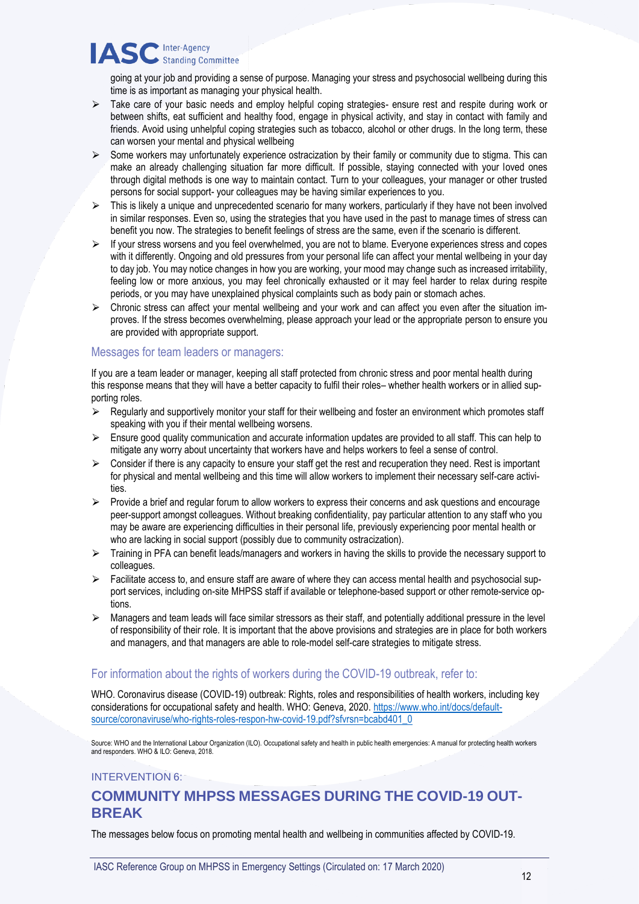going at your job and providing a sense of purpose. Managing your stress and psychosocial wellbeing during this time is as important as managing your physical health.

- Take care of your basic needs and employ helpful coping strategies- ensure rest and respite during work or between shifts, eat sufficient and healthy food, engage in physical activity, and stay in contact with family and friends. Avoid using unhelpful coping strategies such as tobacco, alcohol or other drugs. In the long term, these can worsen your mental and physical wellbeing
- Some workers may unfortunately experience ostracization by their family or community due to stigma. This can make an already challenging situation far more difficult. If possible, staying connected with your loved ones through digital methods is one way to maintain contact. Turn to your colleagues, your manager or other trusted persons for social support- your colleagues may be having similar experiences to you.
- This is likely a unique and unprecedented scenario for many workers, particularly if they have not been involved in similar responses. Even so, using the strategies that you have used in the past to manage times of stress can benefit you now. The strategies to benefit feelings of stress are the same, even if the scenario is different.
- If your stress worsens and you feel overwhelmed, you are not to blame. Everyone experiences stress and copes with it differently. Ongoing and old pressures from your personal life can affect your mental wellbeing in your day to day job. You may notice changes in how you are working, your mood may change such as increased irritability, feeling low or more anxious, you may feel chronically exhausted or it may feel harder to relax during respite periods, or you may have unexplained physical complaints such as body pain or stomach aches.
- Chronic stress can affect your mental wellbeing and your work and can affect you even after the situation improves. If the stress becomes overwhelming, please approach your lead or the appropriate person to ensure you are provided with appropriate support.

### Messages for team leaders or managers:

If you are a team leader or manager, keeping all staff protected from chronic stress and poor mental health during this response means that they will have a better capacity to fulfil their roles– whether health workers or in allied supporting roles.

- Regularly and supportively monitor your staff for their wellbeing and foster an environment which promotes staff speaking with you if their mental wellbeing worsens.
- Ensure good quality communication and accurate information updates are provided to all staff. This can help to mitigate any worry about uncertainty that workers have and helps workers to feel a sense of control.
- Consider if there is any capacity to ensure your staff get the rest and recuperation they need. Rest is important for physical and mental wellbeing and this time will allow workers to implement their necessary self-care activities.
- Provide a brief and regular forum to allow workers to express their concerns and ask questions and encourage peer-support amongst colleagues. Without breaking confidentiality, pay particular attention to any staff who you may be aware are experiencing difficulties in their personal life, previously experiencing poor mental health or who are lacking in social support (possibly due to community ostracization).
- Training in PFA can benefit leads/managers and workers in having the skills to provide the necessary support to colleagues.
- Facilitate access to, and ensure staff are aware of where they can access mental health and psychosocial support services, including on-site MHPSS staff if available or telephone-based support or other remote-service options.
- Managers and team leads will face similar stressors as their staff, and potentially additional pressure in the level of responsibility of their role. It is important that the above provisions and strategies are in place for both workers and managers, and that managers are able to role-model self-care strategies to mitigate stress.

### For information about the rights of workers during the COVID-19 outbreak, refer to:

WHO. Coronavirus disease (COVID-19) outbreak: Rights, roles and responsibilities of health workers, including key considerations for occupational safety and health. WHO: Geneva, 2020. https://www.who.int/docs/default-source/coronaviruse/who-rights-roles-respon-hw-covid-19.pdf?sfvrsn=bcabd401_0

Source: WHO and the International Labour Organization (ILO). Occupational safety and health in public health emergencies: A manual for protecting health workers and responders. WHO & ILO: Geneva, 2018.

INTERVENTION 6:

## COMMUNITY MHPSS MESSAGES DURING THE COVID-19 OUTBREAK

The messages below focus on promoting mental health and wellbeing in communities affected by COVID-19.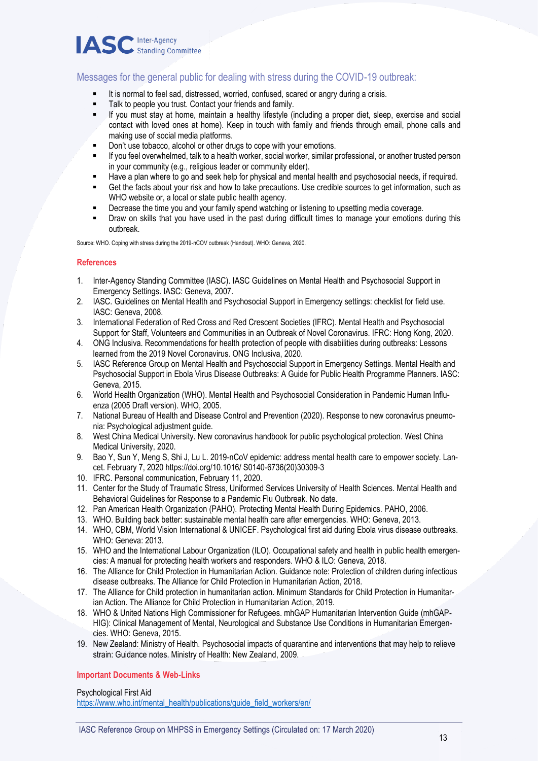## Messages for the general public for dealing with stress during the COVID-19 outbreak:

- It is normal to feel sad, distressed, worried, confused, scared or angry during a crisis.
- Talk to people you trust. Contact your friends and family.
- If you must stay at home, maintain a healthy lifestyle (including a proper diet, sleep, exercise and social contact with loved ones at home). Keep in touch with family and friends through email, phone calls and making use of social media platforms.
- Don't use tobacco, alcohol or other drugs to cope with your emotions.
- If you feel overwhelmed, talk to a health worker, social worker, similar professional, or another trusted person in your community (e.g., religious leader or community elder).
- Have a plan where to go and seek help for physical and mental health and psychosocial needs, if required.
- Get the facts about your risk and how to take precautions. Use credible sources to get information, such as WHO website or, a local or state public health agency.
- Decrease the time you and your family spend watching or listening to upsetting media coverage.
- Draw on skills that you have used in the past during difficult times to manage your emotions during this outbreak.

Source: WHO. Coping with stress during the 2019-nCOV outbreak (Handout). WHO: Geneva, 2020.

### References

1. Inter-Agency Standing Committee (IASC). IASC Guidelines on Mental Health and Psychosocial Support in Emergency Settings. IASC: Geneva, 2007.
2. IASC. Guidelines on Mental Health and Psychosocial Support in Emergency settings: checklist for field use. IASC: Geneva, 2008.
3. International Federation of Red Cross and Red Crescent Societies (IFRC). Mental Health and Psychosocial Support for Staff, Volunteers and Communities in an Outbreak of Novel Coronavirus. IFRC: Hong Kong, 2020.
4. ONG Inclusiva. Recommendations for health protection of people with disabilities during outbreaks: Lessons learned from the 2019 Novel Coronavirus. ONG Inclusiva, 2020.
5. IASC Reference Group on Mental Health and Psychosocial Support in Emergency Settings. Mental Health and Psychosocial Support in Ebola Virus Disease Outbreaks: A Guide for Public Health Programme Planners. IASC: Geneva, 2015.
6. World Health Organization (WHO). Mental Health and Psychosocial Consideration in Pandemic Human Influenza (2005 Draft version). WHO, 2005.
7. National Bureau of Health and Disease Control and Prevention (2020). Response to new coronavirus pneumonia: Psychological adjustment guide.
8. West China Medical University. New coronavirus handbook for public psychological protection. West China Medical University, 2020.
9. Bao Y, Sun Y, Meng S, Shi J, Lu L. 2019-nCoV epidemic: address mental health care to empower society. Lancet. February 7, 2020 https://doi.org/10.1016/ S0140-6736(20)30309-3
10. IFRC. Personal communication, February 11, 2020.
11. Center for the Study of Traumatic Stress, Uniformed Services University of Health Sciences. Mental Health and Behavioral Guidelines for Response to a Pandemic Flu Outbreak. No date.
12. Pan American Health Organization (PAHO). Protecting Mental Health During Epidemics. PAHO, 2006.
13. WHO. Building back better: sustainable mental health care after emergencies. WHO: Geneva, 2013.
14. WHO, CBM, World Vision International & UNICEF. Psychological first aid during Ebola virus disease outbreaks. WHO: Geneva: 2013.
15. WHO and the International Labour Organization (ILO). Occupational safety and health in public health emergencies: A manual for protecting health workers and responders. WHO & ILO: Geneva, 2018.
16. The Alliance for Child Protection in Humanitarian Action. Guidance note: Protection of children during infectious disease outbreaks. The Alliance for Child Protection in Humanitarian Action, 2018.
17. The Alliance for Child protection in humanitarian action. Minimum Standards for Child Protection in Humanitarian Action. The Alliance for Child Protection in Humanitarian Action, 2019.
18. WHO & United Nations High Commissioner for Refugees. mhGAP Humanitarian Intervention Guide (mhGAP-HIG): Clinical Management of Mental, Neurological and Substance Use Conditions in Humanitarian Emergencies. WHO: Geneva, 2015.
19. New Zealand: Ministry of Health. Psychosocial impacts of quarantine and interventions that may help to relieve strain: Guidance notes. Ministry of Health: New Zealand, 2009.

### Important Documents & Web-Links

Psychological First Aid
https://www.who.int/mental_health/publications/guide_field_workers/en/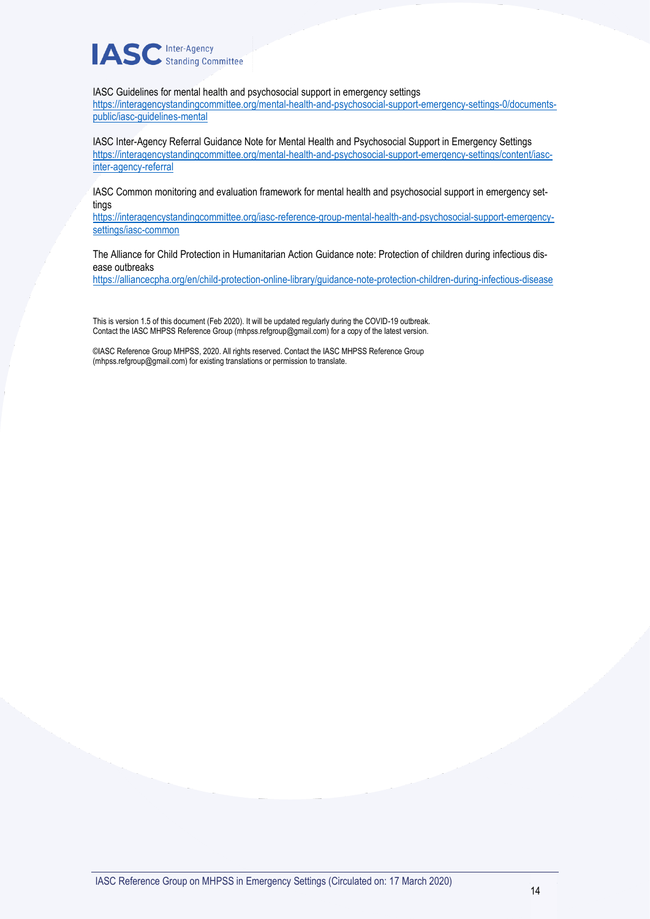IASC Guidelines for mental health and psychosocial support in emergency settings
https://interagencystandingcommittee.org/mental-health-and-psychosocial-support-emergency-settings-0/documents-public/iasc-guidelines-mental

IASC Inter-Agency Referral Guidance Note for Mental Health and Psychosocial Support in Emergency Settings
https://interagencystandingcommittee.org/mental-health-and-psychosocial-support-emergency-settings/content/iasc-inter-agency-referral

IASC Common monitoring and evaluation framework for mental health and psychosocial support in emergency settings
https://interagencystandingcommittee.org/iasc-reference-group-mental-health-and-psychosocial-support-emergency-settings/iasc-common

The Alliance for Child Protection in Humanitarian Action Guidance note: Protection of children during infectious disease outbreaks
https://alliancecpha.org/en/child-protection-online-library/guidance-note-protection-children-during-infectious-disease

This is version 1.5 of this document (Feb 2020). It will be updated regularly during the COVID-19 outbreak.
Contact the IASC MHPSS Reference Group (mhpss.refgroup@gmail.com) for a copy of the latest version.

©IASC Reference Group MHPSS, 2020. All rights reserved. Contact the IASC MHPSS Reference Group (mhpss.refgroup@gmail.com) for existing translations or permission to translate.